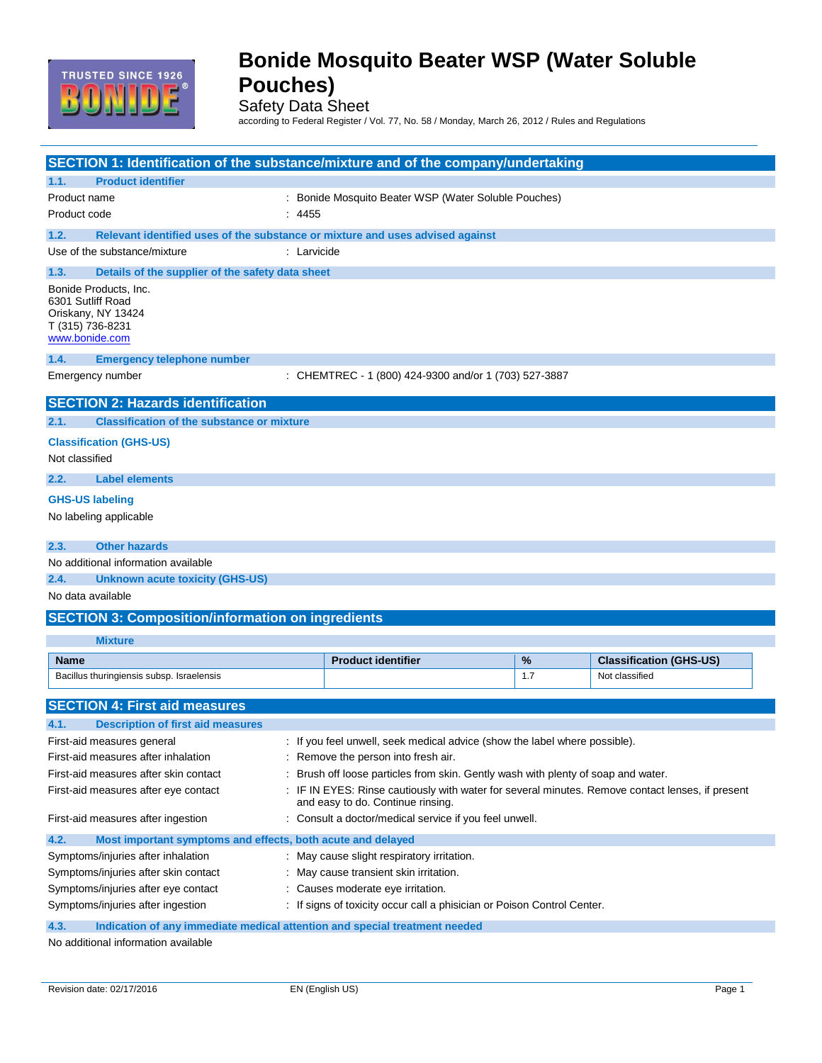# Bonide Mosquito Beater WSP (Water Soluble Pouches)

Safety Data Sheet

according to Federal Register / Vol. 77, No. 58 / Monday, March 26, 2012 / Rules and Regulations

## SECTION 1: Identification of the substance/mixture and of the company/undertaking

### 1.1. Product identifier

Product name : Bonide Mosquito Beater WSP (Water Soluble Pouches)

Product code : 4455

### 1.2. Relevant identified uses of the substance or mixture and uses advised against

Use of the substance/mixture : Larvicide

### 1.3. Details of the supplier of the safety data sheet

Bonide Products, Inc.
6301 Sutliff Road
Oriskany, NY 13424
T (315) 736-8231
www.bonide.com

### 1.4. Emergency telephone number

Emergency number : CHEMTREC - 1 (800) 424-9300 and/or 1 (703) 527-3887

## SECTION 2: Hazards identification

### 2.1. Classification of the substance or mixture

**Classification (GHS-US)**

Not classified

### 2.2. Label elements

**GHS-US labeling**

No labeling applicable

### 2.3. Other hazards

No additional information available

### 2.4. Unknown acute toxicity (GHS-US)

No data available

## SECTION 3: Composition/information on ingredients

**Mixture**

| Name | Product identifier | % | Classification (GHS-US) |
|---|---|---|---|
| Bacillus thuringiensis subsp. Israelensis | | 1.7 | Not classified |

## SECTION 4: First aid measures

### 4.1. Description of first aid measures

First-aid measures general : If you feel unwell, seek medical advice (show the label where possible).

First-aid measures after inhalation : Remove the person into fresh air.

First-aid measures after skin contact : Brush off loose particles from skin. Gently wash with plenty of soap and water.

First-aid measures after eye contact : IF IN EYES: Rinse cautiously with water for several minutes. Remove contact lenses, if present and easy to do. Continue rinsing.

First-aid measures after ingestion : Consult a doctor/medical service if you feel unwell.

### 4.2. Most important symptoms and effects, both acute and delayed

Symptoms/injuries after inhalation : May cause slight respiratory irritation.

Symptoms/injuries after skin contact : May cause transient skin irritation.

Symptoms/injuries after eye contact : Causes moderate eye irritation.

Symptoms/injuries after ingestion : If signs of toxicity occur call a physician or Poison Control Center.

### 4.3. Indication of any immediate medical attention and special treatment needed

No additional information available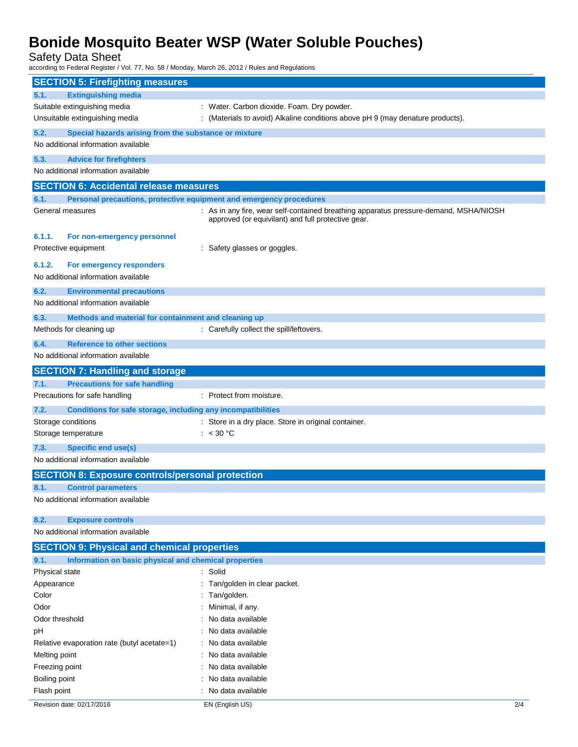## SECTION 5: Firefighting measures

### 5.1. Extinguishing media

| | |
|---|---|
| Suitable extinguishing media | : Water. Carbon dioxide. Foam. Dry powder. |
| Unsuitable extinguishing media | : (Materials to avoid) Alkaline conditions above pH 9 (may denature products). |

### 5.2. Special hazards arising from the substance or mixture

No additional information available

### 5.3. Advice for firefighters

No additional information available

## SECTION 6: Accidental release measures

### 6.1. Personal precautions, protective equipment and emergency procedures

| | |
|---|---|
| General measures | : As in any fire, wear self-contained breathing apparatus pressure-demand, MSHA/NIOSH approved (or equivilant) and full protective gear. |

#### 6.1.1. For non-emergency personnel

| | |
|---|---|
| Protective equipment | : Safety glasses or goggles. |

#### 6.1.2. For emergency responders

No additional information available

### 6.2. Environmental precautions

No additional information available

### 6.3. Methods and material for containment and cleaning up

| | |
|---|---|
| Methods for cleaning up | : Carefully collect the spill/leftovers. |

### 6.4. Reference to other sections

No additional information available

## SECTION 7: Handling and storage

### 7.1. Precautions for safe handling

| | |
|---|---|
| Precautions for safe handling | : Protect from moisture. |

### 7.2. Conditions for safe storage, including any incompatibilities

| | |
|---|---|
| Storage conditions | : Store in a dry place. Store in original container. |
| Storage temperature | : < 30 °C |

### 7.3. Specific end use(s)

No additional information available

## SECTION 8: Exposure controls/personal protection

### 8.1. Control parameters

No additional information available

### 8.2. Exposure controls

No additional information available

## SECTION 9: Physical and chemical properties

### 9.1. Information on basic physical and chemical properties

| | |
|---|---|
| Physical state | : Solid |
| Appearance | : Tan/golden in clear packet. |
| Color | : Tan/golden. |
| Odor | : Minimal, if any. |
| Odor threshold | : No data available |
| pH | : No data available |
| Relative evaporation rate (butyl acetate=1) | : No data available |
| Melting point | : No data available |
| Freezing point | : No data available |
| Boiling point | : No data available |
| Flash point | : No data available |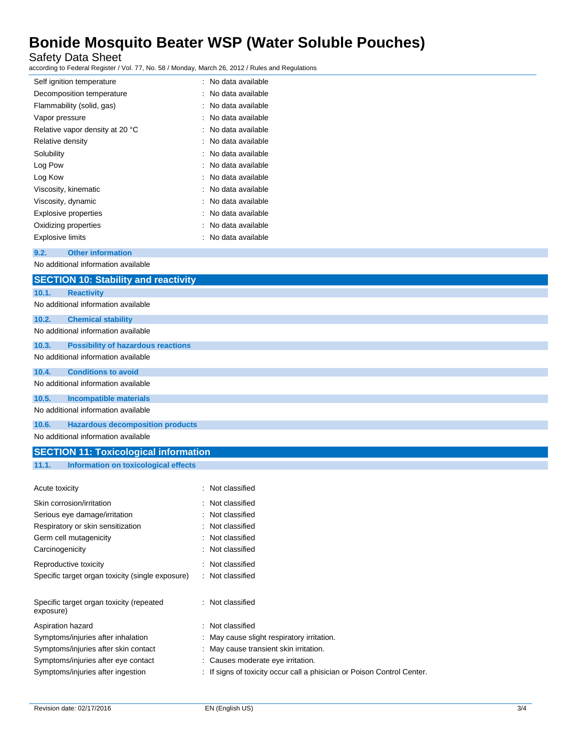| | |
|---|---|
| Self ignition temperature | : No data available |
| Decomposition temperature | : No data available |
| Flammability (solid, gas) | : No data available |
| Vapor pressure | : No data available |
| Relative vapor density at 20 °C | : No data available |
| Relative density | : No data available |
| Solubility | : No data available |
| Log Pow | : No data available |
| Log Kow | : No data available |
| Viscosity, kinematic | : No data available |
| Viscosity, dynamic | : No data available |
| Explosive properties | : No data available |
| Oxidizing properties | : No data available |
| Explosive limits | : No data available |

### 9.2. Other information

No additional information available

## SECTION 10: Stability and reactivity

### 10.1. Reactivity

No additional information available

### 10.2. Chemical stability

No additional information available

### 10.3. Possibility of hazardous reactions

No additional information available

### 10.4. Conditions to avoid

No additional information available

### 10.5. Incompatible materials

No additional information available

### 10.6. Hazardous decomposition products

No additional information available

## SECTION 11: Toxicological information

### 11.1. Information on toxicological effects

| | |
|---|---|
| Acute toxicity | : Not classified |
| Skin corrosion/irritation | : Not classified |
| Serious eye damage/irritation | : Not classified |
| Respiratory or skin sensitization | : Not classified |
| Germ cell mutagenicity | : Not classified |
| Carcinogenicity | : Not classified |
| Reproductive toxicity | : Not classified |
| Specific target organ toxicity (single exposure) | : Not classified |
| Specific target organ toxicity (repeated exposure) | : Not classified |
| Aspiration hazard | : Not classified |
| Symptoms/injuries after inhalation | : May cause slight respiratory irritation. |
| Symptoms/injuries after skin contact | : May cause transient skin irritation. |
| Symptoms/injuries after eye contact | : Causes moderate eye irritation. |
| Symptoms/injuries after ingestion | : If signs of toxicity occur call a phisician or Poison Control Center. |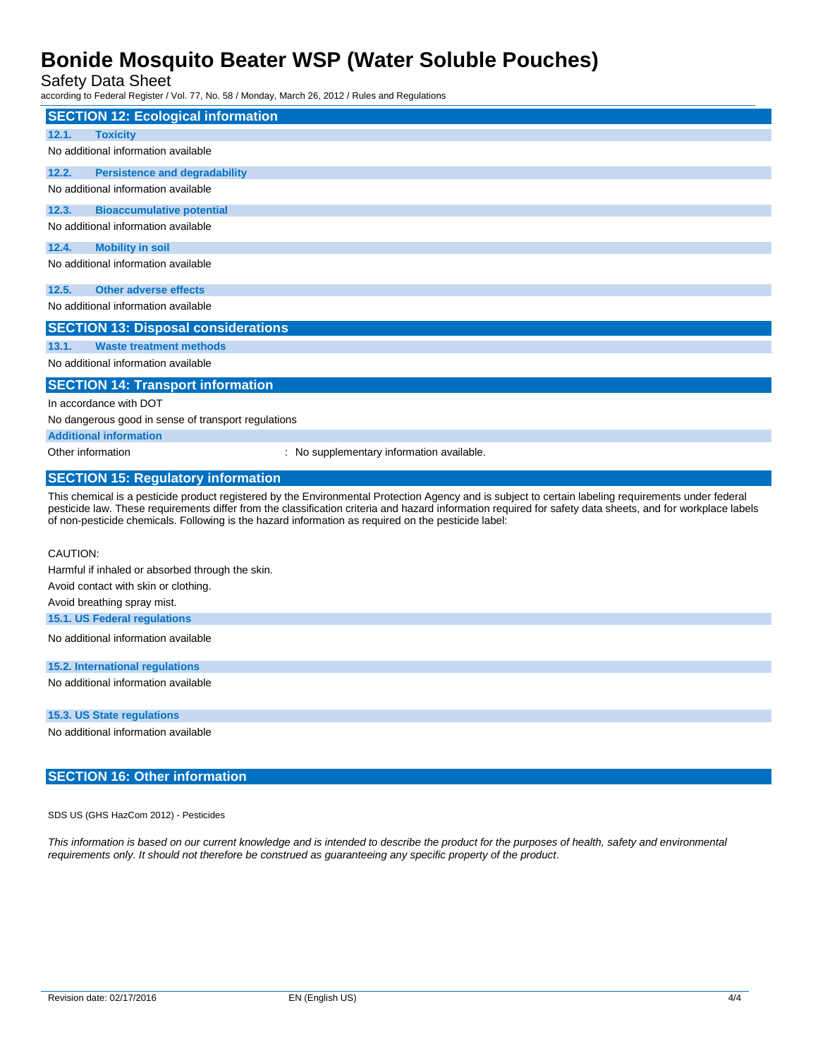## SECTION 12: Ecological information

### 12.1. Toxicity

No additional information available

### 12.2. Persistence and degradability

No additional information available

### 12.3. Bioaccumulative potential

No additional information available

### 12.4. Mobility in soil

No additional information available

### 12.5. Other adverse effects

No additional information available

## SECTION 13: Disposal considerations

### 13.1. Waste treatment methods

No additional information available

## SECTION 14: Transport information

In accordance with DOT

No dangerous good in sense of transport regulations

### Additional information

Other information : No supplementary information available.

## SECTION 15: Regulatory information

This chemical is a pesticide product registered by the Environmental Protection Agency and is subject to certain labeling requirements under federal pesticide law. These requirements differ from the classification criteria and hazard information required for safety data sheets, and for workplace labels of non-pesticide chemicals. Following is the hazard information as required on the pesticide label:

CAUTION:

Harmful if inhaled or absorbed through the skin.

Avoid contact with skin or clothing.

Avoid breathing spray mist.

### 15.1. US Federal regulations

No additional information available

### 15.2. International regulations

No additional information available

### 15.3. US State regulations

No additional information available

## SECTION 16: Other information

SDS US (GHS HazCom 2012) - Pesticides

*This information is based on our current knowledge and is intended to describe the product for the purposes of health, safety and environmental requirements only. It should not therefore be construed as guaranteeing any specific property of the product.*